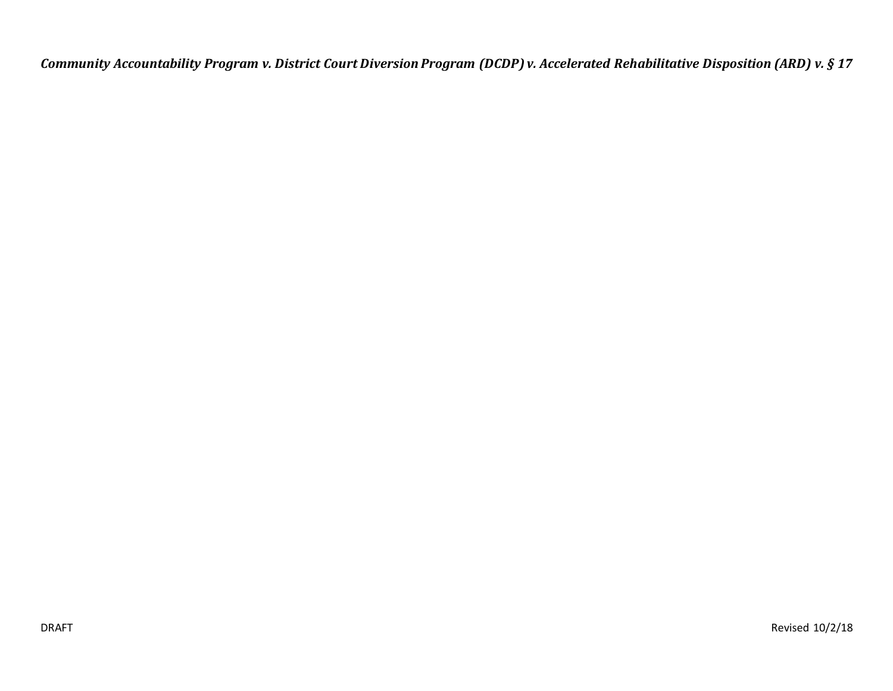***Community Accountability Program v. District Court Diversion Program (DCDP) v. Accelerated Rehabilitative Disposition (ARD) v. § 17***

DRAFT

Revised 10/2/18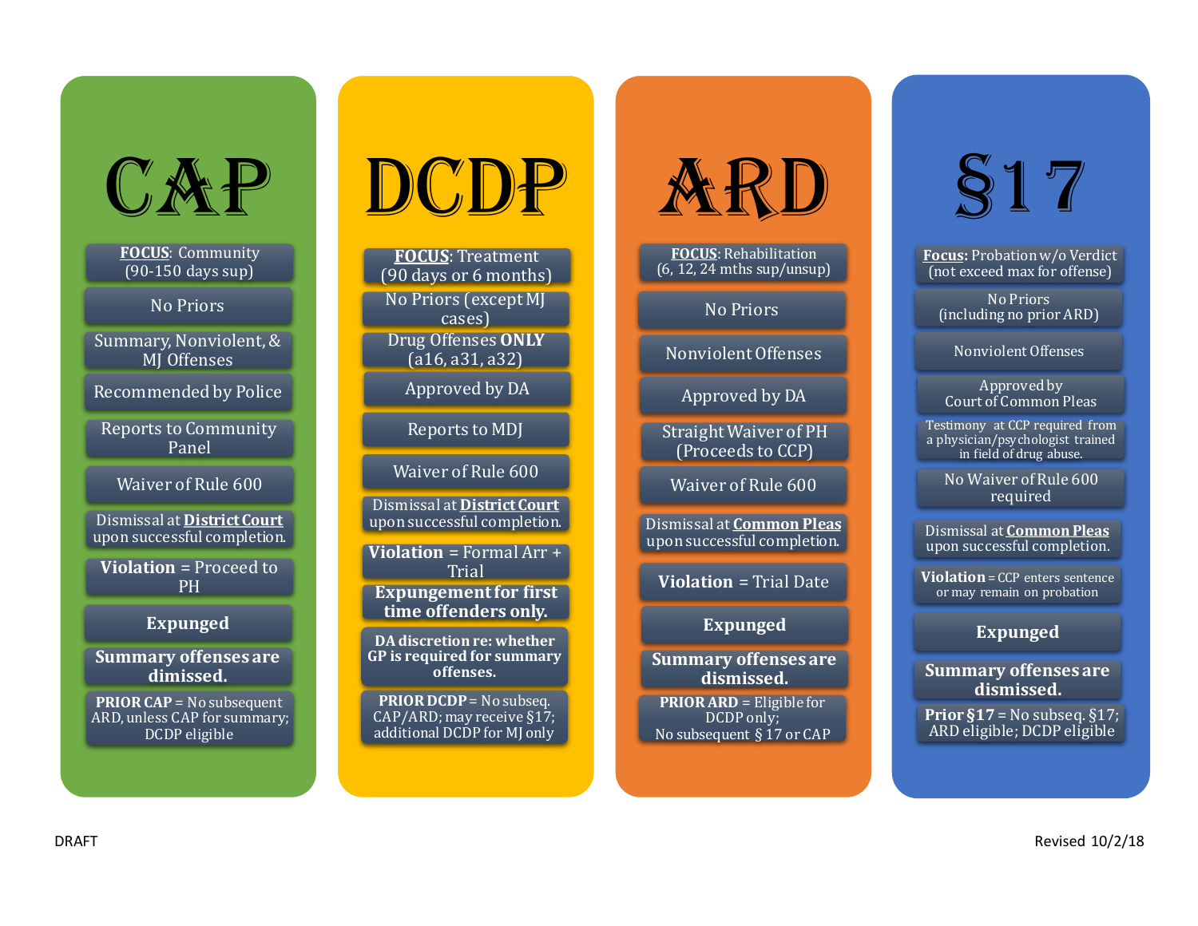## CAP

**FOCUS**: Community (90-150 days sup)

No Priors

Summary, Nonviolent, & MJ Offenses

Recommended by Police

Reports to Community Panel

Waiver of Rule 600

Dismissal at **District Court** upon successful completion.

**Violation** = Proceed to PH

**Expunged**

**Summary offenses are dimissed.**

**PRIOR CAP** = No subsequent ARD, unless CAP for summary; DCDP eligible

## DCDP

**FOCUS**: Treatment (90 days or 6 months)

No Priors (except MJ cases)

Drug Offenses **ONLY** (a16, a31, a32)

Approved by DA

Reports to MDJ

Waiver of Rule 600

Dismissal at **District Court** upon successful completion.

**Violation** = Formal Arr + Trial

**Expungement for first time offenders only.**

**DA discretion re: whether GP is required for summary offenses.**

**PRIOR DCDP** = No subseq. CAP/ARD; may receive §17; additional DCDP for MJ only

## ARD

**FOCUS**: Rehabilitation (6, 12, 24 mths sup/unsup)

No Priors

Nonviolent Offenses

Approved by DA

Straight Waiver of PH (Proceeds to CCP)

Waiver of Rule 600

Dismissal at **Common Pleas** upon successful completion.

**Violation** = Trial Date

**Expunged**

**Summary offenses are dismissed.**

**PRIOR ARD** = Eligible for DCDP only; No subsequent § 17 or CAP

## §17

**Focus:** Probation w/o Verdict (not exceed max for offense)

No Priors (including no prior ARD)

Nonviolent Offenses

Approved by Court of Common Pleas

Testimony at CCP required from a physician/psychologist trained in field of drug abuse.

No Waiver of Rule 600 required

Dismissal at **Common Pleas** upon successful completion.

**Violation** = CCP enters sentence or may remain on probation

**Expunged**

**Summary offenses are dismissed.**

**Prior §17** = No subseq. §17; ARD eligible; DCDP eligible

DRAFT

Revised 10/2/18